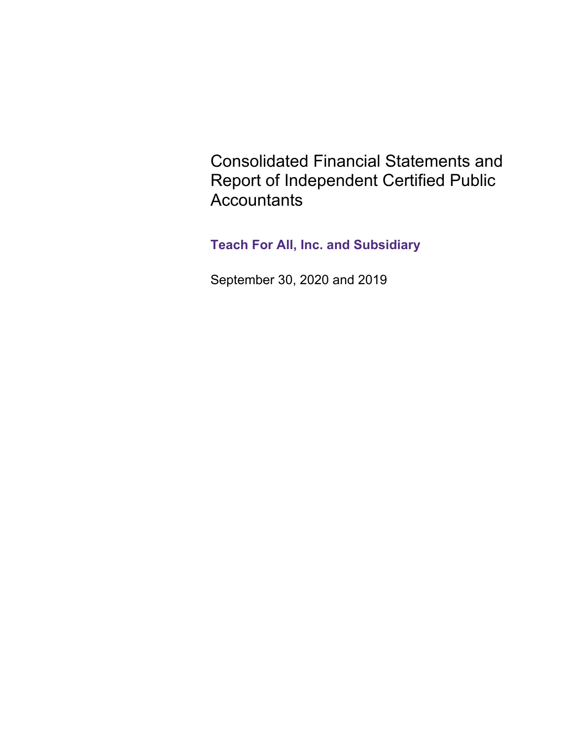# Consolidated Financial Statements and Report of Independent Certified Public Accountants

## Teach For All, Inc. and Subsidiary

September 30, 2020 and 2019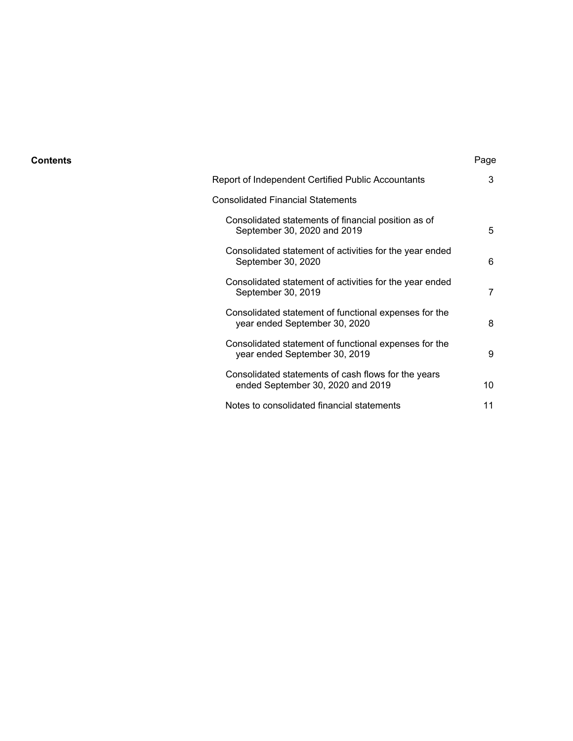**Contents**

| | Page |
|---|---|
| Report of Independent Certified Public Accountants | 3 |
| Consolidated Financial Statements | |
| Consolidated statements of financial position as of September 30, 2020 and 2019 | 5 |
| Consolidated statement of activities for the year ended September 30, 2020 | 6 |
| Consolidated statement of activities for the year ended September 30, 2019 | 7 |
| Consolidated statement of functional expenses for the year ended September 30, 2020 | 8 |
| Consolidated statement of functional expenses for the year ended September 30, 2019 | 9 |
| Consolidated statements of cash flows for the years ended September 30, 2020 and 2019 | 10 |
| Notes to consolidated financial statements | 11 |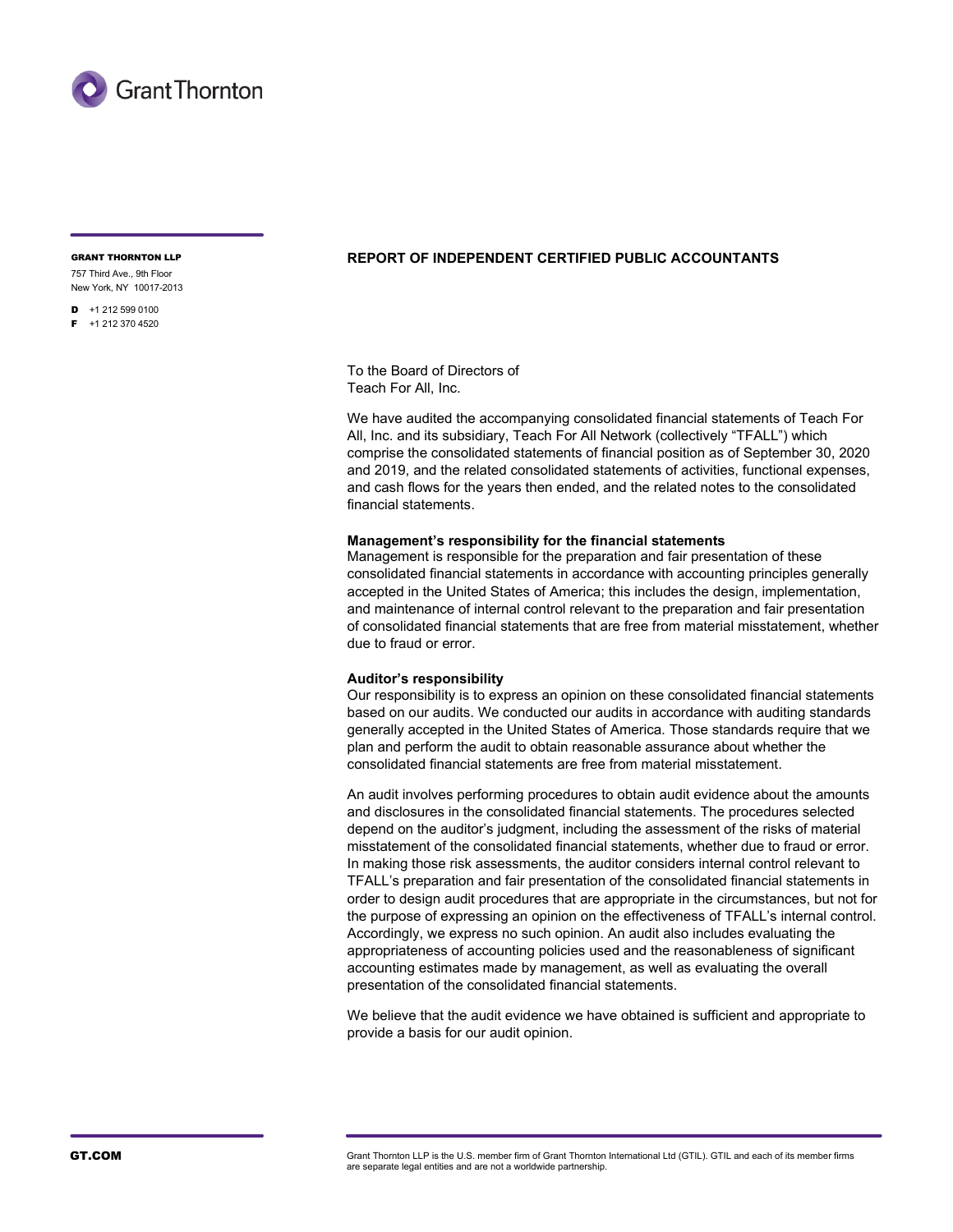GRANT THORNTON LLP
757 Third Ave., 9th Floor
New York, NY 10017-2013

D +1 212 599 0100
F +1 212 370 4520

## REPORT OF INDEPENDENT CERTIFIED PUBLIC ACCOUNTANTS

To the Board of Directors of
Teach For All, Inc.

We have audited the accompanying consolidated financial statements of Teach For All, Inc. and its subsidiary, Teach For All Network (collectively "TFALL") which comprise the consolidated statements of financial position as of September 30, 2020 and 2019, and the related consolidated statements of activities, functional expenses, and cash flows for the years then ended, and the related notes to the consolidated financial statements.

**Management's responsibility for the financial statements**
Management is responsible for the preparation and fair presentation of these consolidated financial statements in accordance with accounting principles generally accepted in the United States of America; this includes the design, implementation, and maintenance of internal control relevant to the preparation and fair presentation of consolidated financial statements that are free from material misstatement, whether due to fraud or error.

**Auditor's responsibility**
Our responsibility is to express an opinion on these consolidated financial statements based on our audits. We conducted our audits in accordance with auditing standards generally accepted in the United States of America. Those standards require that we plan and perform the audit to obtain reasonable assurance about whether the consolidated financial statements are free from material misstatement.

An audit involves performing procedures to obtain audit evidence about the amounts and disclosures in the consolidated financial statements. The procedures selected depend on the auditor's judgment, including the assessment of the risks of material misstatement of the consolidated financial statements, whether due to fraud or error. In making those risk assessments, the auditor considers internal control relevant to TFALL's preparation and fair presentation of the consolidated financial statements in order to design audit procedures that are appropriate in the circumstances, but not for the purpose of expressing an opinion on the effectiveness of TFALL's internal control. Accordingly, we express no such opinion. An audit also includes evaluating the appropriateness of accounting policies used and the reasonableness of significant accounting estimates made by management, as well as evaluating the overall presentation of the consolidated financial statements.

We believe that the audit evidence we have obtained is sufficient and appropriate to provide a basis for our audit opinion.

GT.COM

Grant Thornton LLP is the U.S. member firm of Grant Thornton International Ltd (GTIL). GTIL and each of its member firms are separate legal entities and are not a worldwide partnership.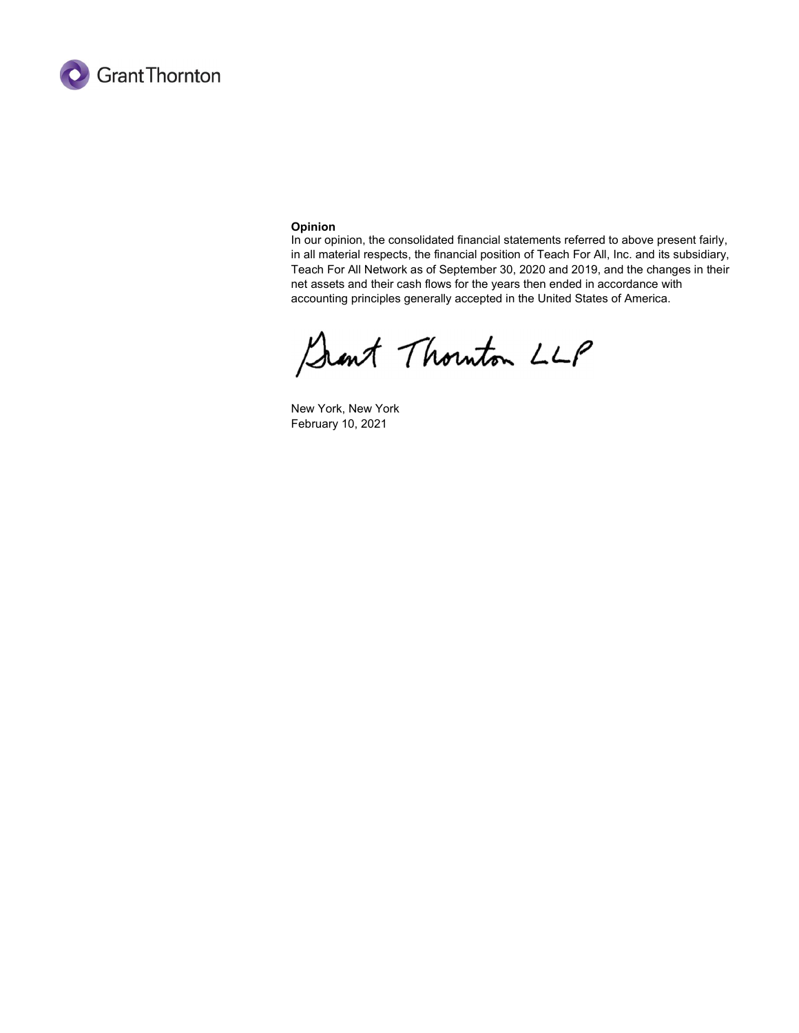**Opinion**

In our opinion, the consolidated financial statements referred to above present fairly, in all material respects, the financial position of Teach For All, Inc. and its subsidiary, Teach For All Network as of September 30, 2020 and 2019, and the changes in their net assets and their cash flows for the years then ended in accordance with accounting principles generally accepted in the United States of America.

Grant Thornton LLP

New York, New York
February 10, 2021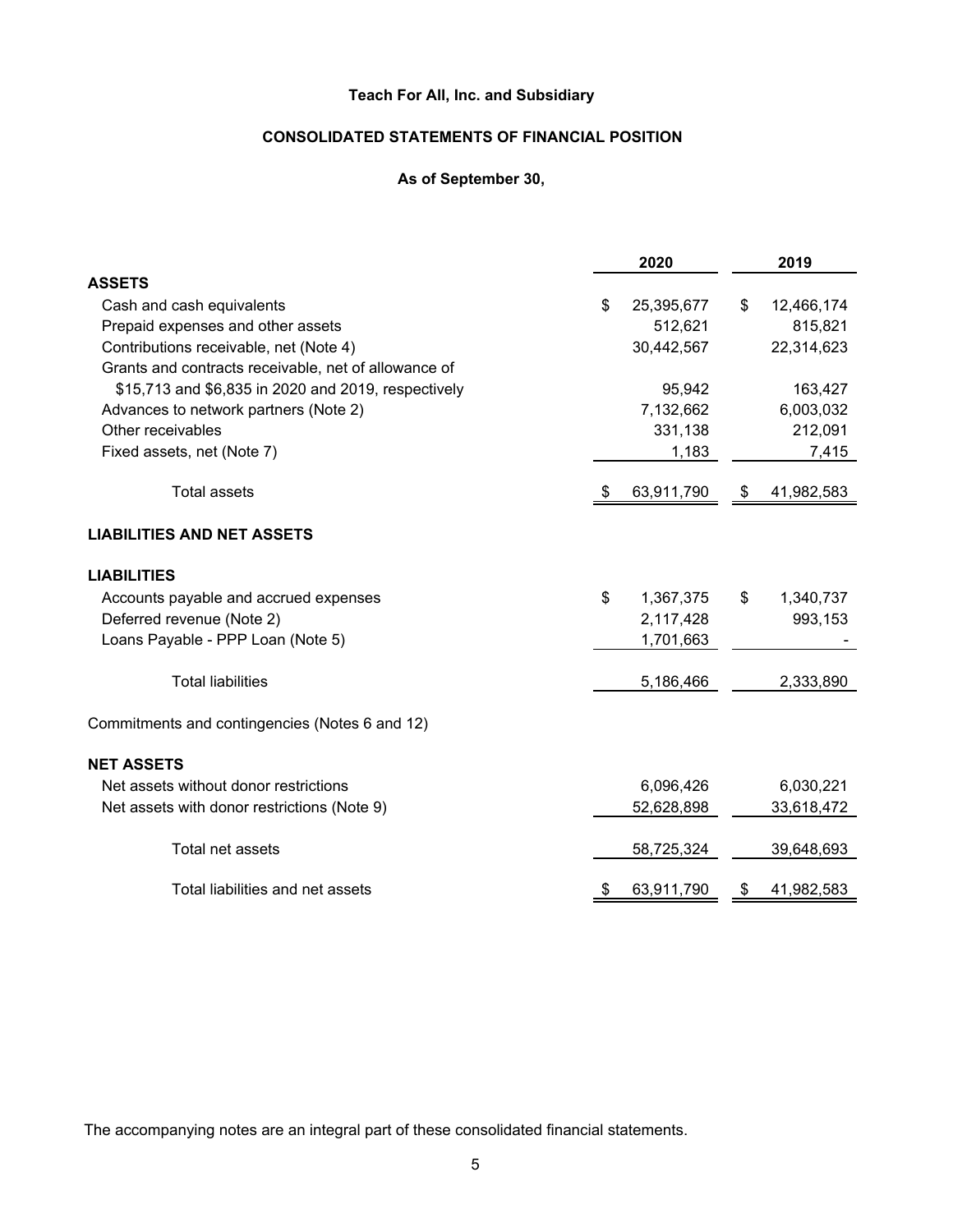# Teach For All, Inc. and Subsidiary

## CONSOLIDATED STATEMENTS OF FINANCIAL POSITION

### As of September 30,

| | 2020 | 2019 |
|---|---|---|
| **ASSETS** | | |
| Cash and cash equivalents | $ 25,395,677 | $ 12,466,174 |
| Prepaid expenses and other assets | 512,621 | 815,821 |
| Contributions receivable, net (Note 4) | 30,442,567 | 22,314,623 |
| Grants and contracts receivable, net of allowance of $15,713 and $6,835 in 2020 and 2019, respectively | 95,942 | 163,427 |
| Advances to network partners (Note 2) | 7,132,662 | 6,003,032 |
| Other receivables | 331,138 | 212,091 |
| Fixed assets, net (Note 7) | 1,183 | 7,415 |
| Total assets | $ 63,911,790 | $ 41,982,583 |
| **LIABILITIES AND NET ASSETS** | | |
| **LIABILITIES** | | |
| Accounts payable and accrued expenses | $ 1,367,375 | $ 1,340,737 |
| Deferred revenue (Note 2) | 2,117,428 | 993,153 |
| Loans Payable - PPP Loan (Note 5) | 1,701,663 | - |
| Total liabilities | 5,186,466 | 2,333,890 |
| Commitments and contingencies (Notes 6 and 12) | | |
| **NET ASSETS** | | |
| Net assets without donor restrictions | 6,096,426 | 6,030,221 |
| Net assets with donor restrictions (Note 9) | 52,628,898 | 33,618,472 |
| Total net assets | 58,725,324 | 39,648,693 |
| Total liabilities and net assets | $ 63,911,790 | $ 41,982,583 |

The accompanying notes are an integral part of these consolidated financial statements.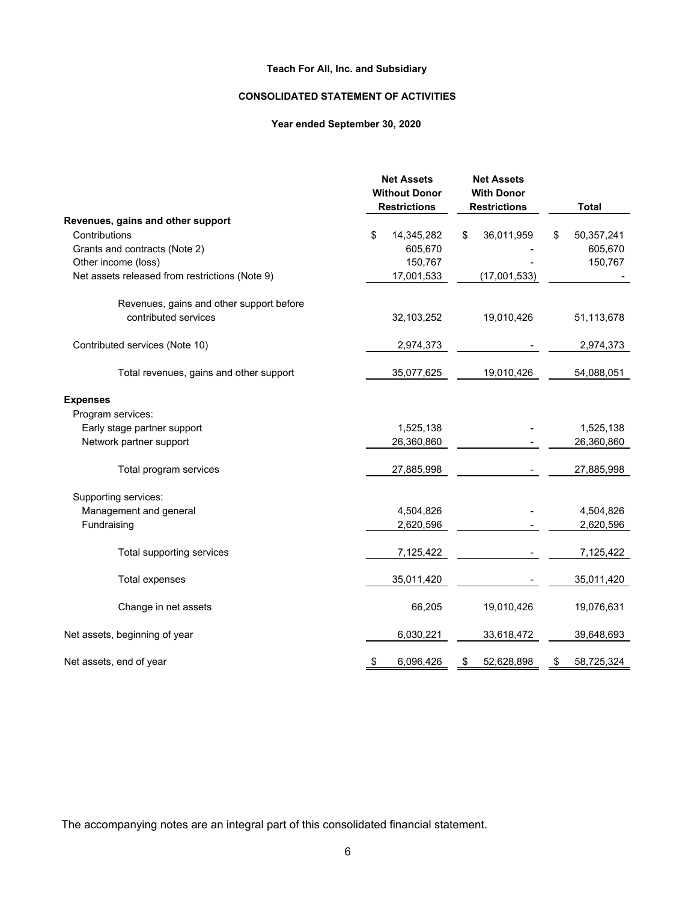**Teach For All, Inc. and Subsidiary**

**CONSOLIDATED STATEMENT OF ACTIVITIES**

**Year ended September 30, 2020**

| | Net Assets Without Donor Restrictions | Net Assets With Donor Restrictions | Total |
|---|---|---|---|
| **Revenues, gains and other support** | | | |
| Contributions | $ 14,345,282 | $ 36,011,959 | $ 50,357,241 |
| Grants and contracts (Note 2) | 605,670 | - | 605,670 |
| Other income (loss) | 150,767 | - | 150,767 |
| Net assets released from restrictions (Note 9) | 17,001,533 | (17,001,533) | - |
| Revenues, gains and other support before contributed services | 32,103,252 | 19,010,426 | 51,113,678 |
| Contributed services (Note 10) | 2,974,373 | - | 2,974,373 |
| Total revenues, gains and other support | 35,077,625 | 19,010,426 | 54,088,051 |
| **Expenses** | | | |
| Program services: | | | |
| Early stage partner support | 1,525,138 | - | 1,525,138 |
| Network partner support | 26,360,860 | - | 26,360,860 |
| Total program services | 27,885,998 | - | 27,885,998 |
| Supporting services: | | | |
| Management and general | 4,504,826 | - | 4,504,826 |
| Fundraising | 2,620,596 | - | 2,620,596 |
| Total supporting services | 7,125,422 | - | 7,125,422 |
| Total expenses | 35,011,420 | - | 35,011,420 |
| Change in net assets | 66,205 | 19,010,426 | 19,076,631 |
| Net assets, beginning of year | 6,030,221 | 33,618,472 | 39,648,693 |
| Net assets, end of year | $ 6,096,426 | $ 52,628,898 | $ 58,725,324 |

The accompanying notes are an integral part of this consolidated financial statement.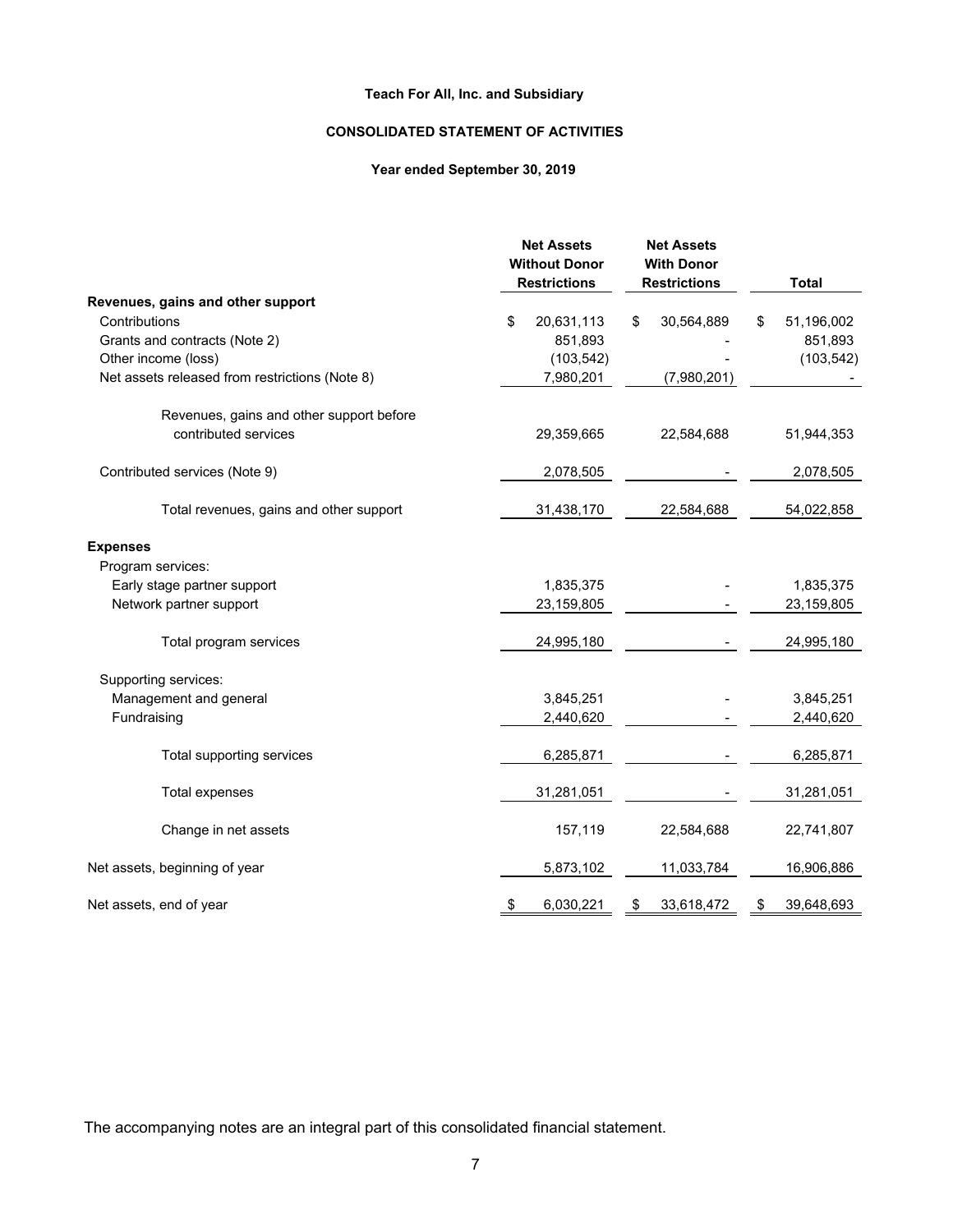**Teach For All, Inc. and Subsidiary**

**CONSOLIDATED STATEMENT OF ACTIVITIES**

**Year ended September 30, 2019**

| | Net Assets Without Donor Restrictions | Net Assets With Donor Restrictions | Total |
|---|---|---|---|
| **Revenues, gains and other support** | | | |
| Contributions | $ 20,631,113 | $ 30,564,889 | $ 51,196,002 |
| Grants and contracts (Note 2) | 851,893 | - | 851,893 |
| Other income (loss) | (103,542) | - | (103,542) |
| Net assets released from restrictions (Note 8) | 7,980,201 | (7,980,201) | - |
| Revenues, gains and other support before contributed services | 29,359,665 | 22,584,688 | 51,944,353 |
| Contributed services (Note 9) | 2,078,505 | - | 2,078,505 |
| Total revenues, gains and other support | 31,438,170 | 22,584,688 | 54,022,858 |
| **Expenses** | | | |
| Program services: | | | |
| Early stage partner support | 1,835,375 | - | 1,835,375 |
| Network partner support | 23,159,805 | - | 23,159,805 |
| Total program services | 24,995,180 | - | 24,995,180 |
| Supporting services: | | | |
| Management and general | 3,845,251 | - | 3,845,251 |
| Fundraising | 2,440,620 | - | 2,440,620 |
| Total supporting services | 6,285,871 | - | 6,285,871 |
| Total expenses | 31,281,051 | - | 31,281,051 |
| Change in net assets | 157,119 | 22,584,688 | 22,741,807 |
| Net assets, beginning of year | 5,873,102 | 11,033,784 | 16,906,886 |
| Net assets, end of year | $ 6,030,221 | $ 33,618,472 | $ 39,648,693 |

The accompanying notes are an integral part of this consolidated financial statement.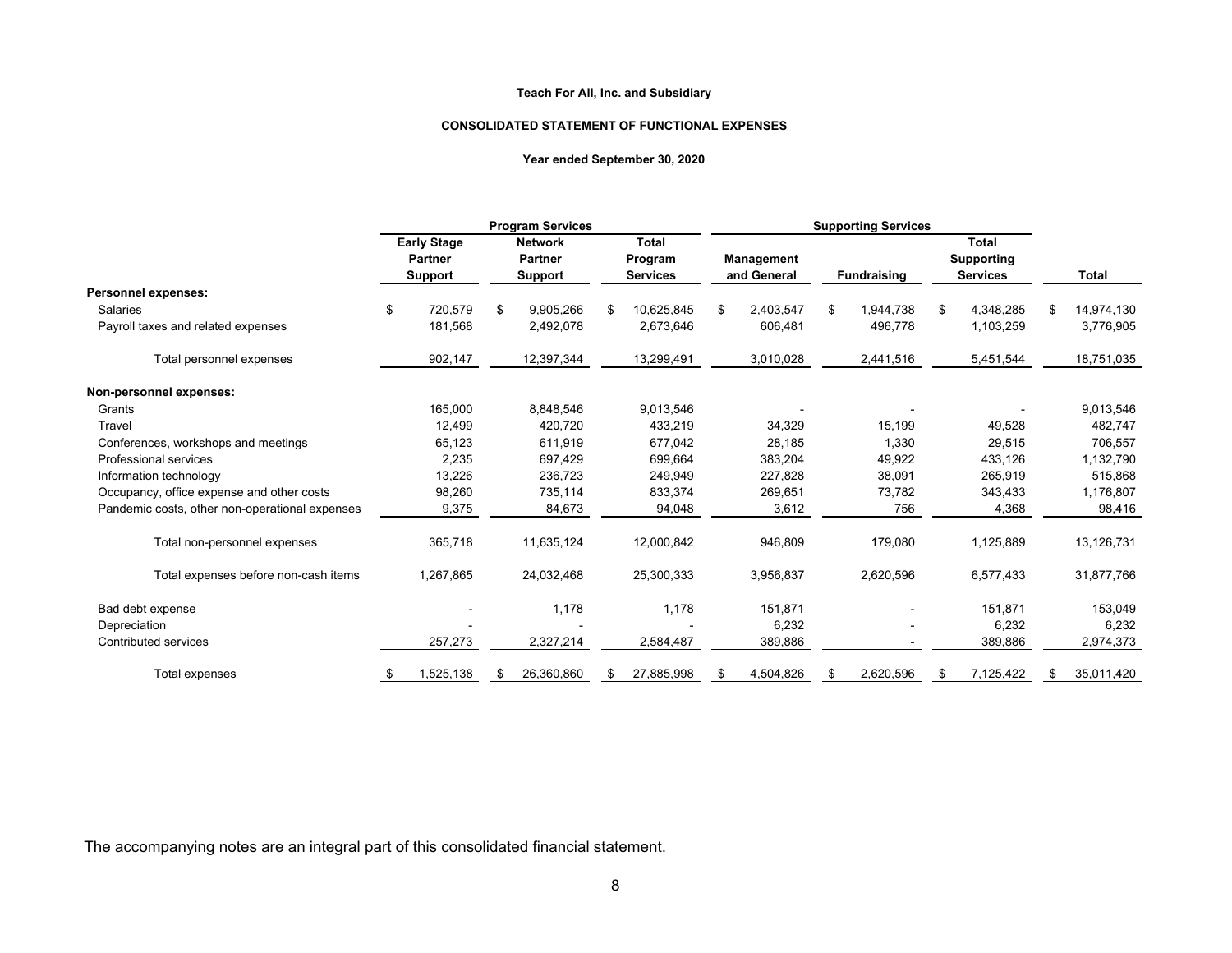**Teach For All, Inc. and Subsidiary**

**CONSOLIDATED STATEMENT OF FUNCTIONAL EXPENSES**

**Year ended September 30, 2020**

| | Program Services | | | Supporting Services | | | |
|---|---|---|---|---|---|---|---|
| | Early Stage Partner Support | Network Partner Support | Total Program Services | Management and General | Fundraising | Total Supporting Services | Total |
| **Personnel expenses:** | | | | | | | |
| Salaries | $ 720,579 | $ 9,905,266 | $ 10,625,845 | $ 2,403,547 | $ 1,944,738 | $ 4,348,285 | $ 14,974,130 |
| Payroll taxes and related expenses | 181,568 | 2,492,078 | 2,673,646 | 606,481 | 496,778 | 1,103,259 | 3,776,905 |
| Total personnel expenses | 902,147 | 12,397,344 | 13,299,491 | 3,010,028 | 2,441,516 | 5,451,544 | 18,751,035 |
| **Non-personnel expenses:** | | | | | | | |
| Grants | 165,000 | 8,848,546 | 9,013,546 | - | - | - | 9,013,546 |
| Travel | 12,499 | 420,720 | 433,219 | 34,329 | 15,199 | 49,528 | 482,747 |
| Conferences, workshops and meetings | 65,123 | 611,919 | 677,042 | 28,185 | 1,330 | 29,515 | 706,557 |
| Professional services | 2,235 | 697,429 | 699,664 | 383,204 | 49,922 | 433,126 | 1,132,790 |
| Information technology | 13,226 | 236,723 | 249,949 | 227,828 | 38,091 | 265,919 | 515,868 |
| Occupancy, office expense and other costs | 98,260 | 735,114 | 833,374 | 269,651 | 73,782 | 343,433 | 1,176,807 |
| Pandemic costs, other non-operational expenses | 9,375 | 84,673 | 94,048 | 3,612 | 756 | 4,368 | 98,416 |
| Total non-personnel expenses | 365,718 | 11,635,124 | 12,000,842 | 946,809 | 179,080 | 1,125,889 | 13,126,731 |
| Total expenses before non-cash items | 1,267,865 | 24,032,468 | 25,300,333 | 3,956,837 | 2,620,596 | 6,577,433 | 31,877,766 |
| Bad debt expense | - | 1,178 | 1,178 | 151,871 | - | 151,871 | 153,049 |
| Depreciation | - | - | - | 6,232 | - | 6,232 | 6,232 |
| Contributed services | 257,273 | 2,327,214 | 2,584,487 | 389,886 | - | 389,886 | 2,974,373 |
| Total expenses | $ 1,525,138 | $ 26,360,860 | $ 27,885,998 | $ 4,504,826 | $ 2,620,596 | $ 7,125,422 | $ 35,011,420 |

The accompanying notes are an integral part of this consolidated financial statement.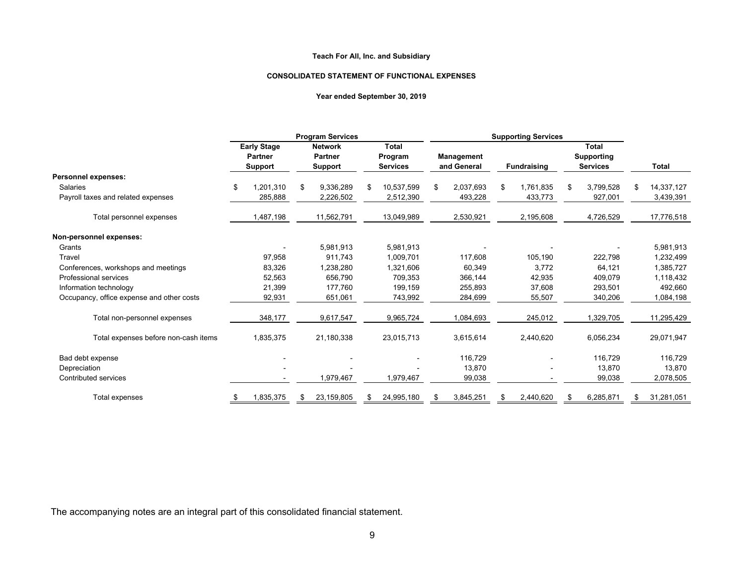**Teach For All, Inc. and Subsidiary**

**CONSOLIDATED STATEMENT OF FUNCTIONAL EXPENSES**

**Year ended September 30, 2019**

| | Program Services | | | Supporting Services | | | |
|---|---|---|---|---|---|---|---|
| | Early Stage Partner Support | Network Partner Support | Total Program Services | Management and General | Fundraising | Total Supporting Services | Total |
| **Personnel expenses:** | | | | | | | |
| Salaries | $ 1,201,310 | $ 9,336,289 | $ 10,537,599 | $ 2,037,693 | $ 1,761,835 | $ 3,799,528 | $ 14,337,127 |
| Payroll taxes and related expenses | 285,888 | 2,226,502 | 2,512,390 | 493,228 | 433,773 | 927,001 | 3,439,391 |
| Total personnel expenses | 1,487,198 | 11,562,791 | 13,049,989 | 2,530,921 | 2,195,608 | 4,726,529 | 17,776,518 |
| **Non-personnel expenses:** | | | | | | | |
| Grants | - | 5,981,913 | 5,981,913 | - | - | - | 5,981,913 |
| Travel | 97,958 | 911,743 | 1,009,701 | 117,608 | 105,190 | 222,798 | 1,232,499 |
| Conferences, workshops and meetings | 83,326 | 1,238,280 | 1,321,606 | 60,349 | 3,772 | 64,121 | 1,385,727 |
| Professional services | 52,563 | 656,790 | 709,353 | 366,144 | 42,935 | 409,079 | 1,118,432 |
| Information technology | 21,399 | 177,760 | 199,159 | 255,893 | 37,608 | 293,501 | 492,660 |
| Occupancy, office expense and other costs | 92,931 | 651,061 | 743,992 | 284,699 | 55,507 | 340,206 | 1,084,198 |
| Total non-personnel expenses | 348,177 | 9,617,547 | 9,965,724 | 1,084,693 | 245,012 | 1,329,705 | 11,295,429 |
| Total expenses before non-cash items | 1,835,375 | 21,180,338 | 23,015,713 | 3,615,614 | 2,440,620 | 6,056,234 | 29,071,947 |
| Bad debt expense | - | - | - | 116,729 | - | 116,729 | 116,729 |
| Depreciation | - | - | - | 13,870 | - | 13,870 | 13,870 |
| Contributed services | - | 1,979,467 | 1,979,467 | 99,038 | - | 99,038 | 2,078,505 |
| Total expenses | $ 1,835,375 | $ 23,159,805 | $ 24,995,180 | $ 3,845,251 | $ 2,440,620 | $ 6,285,871 | $ 31,281,051 |

The accompanying notes are an integral part of this consolidated financial statement.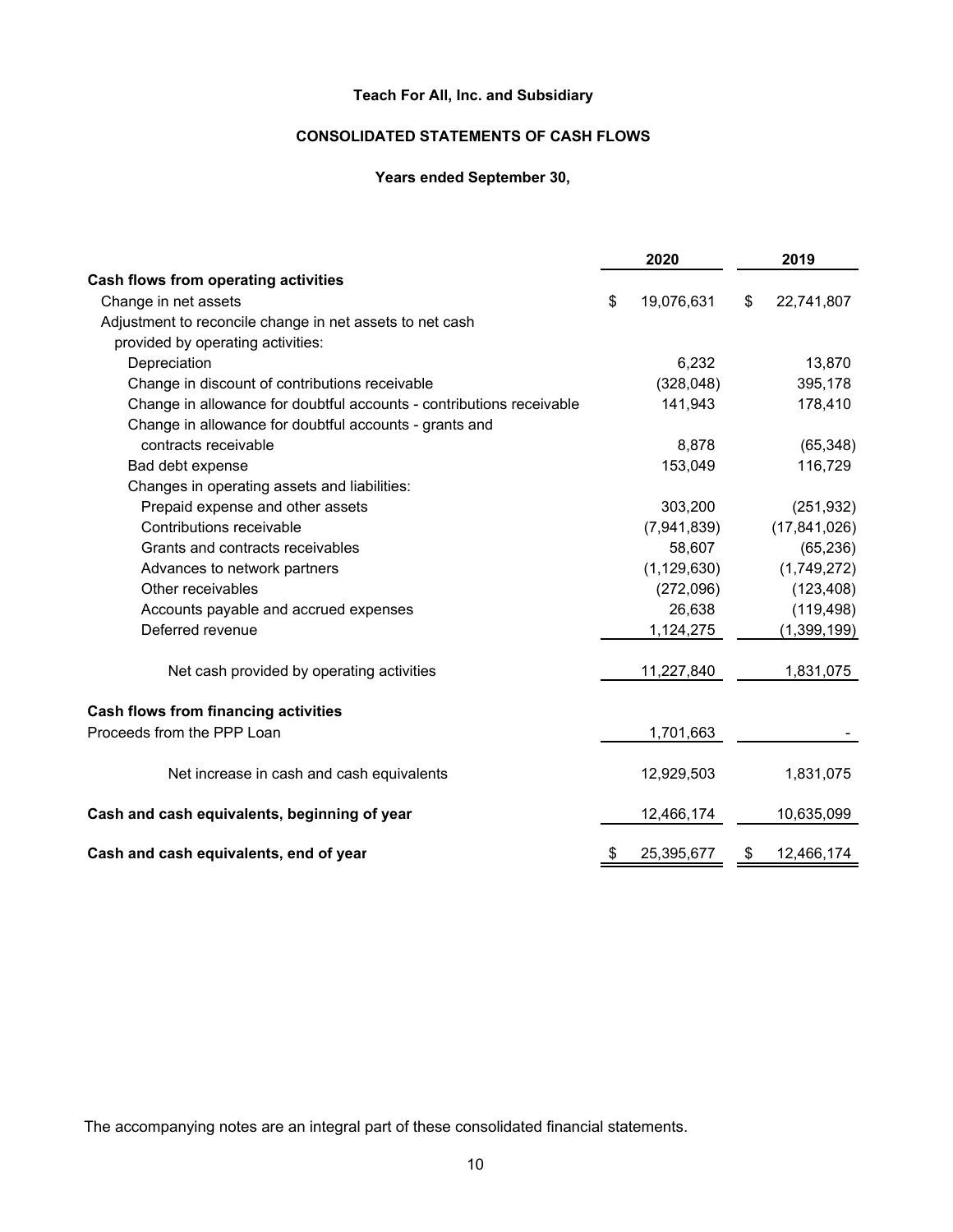**Teach For All, Inc. and Subsidiary**

**CONSOLIDATED STATEMENTS OF CASH FLOWS**

**Years ended September 30,**

| | 2020 | 2019 |
|---|---|---|
| **Cash flows from operating activities** | | |
| Change in net assets | $ 19,076,631 | $ 22,741,807 |
| Adjustment to reconcile change in net assets to net cash provided by operating activities: | | |
| Depreciation | 6,232 | 13,870 |
| Change in discount of contributions receivable | (328,048) | 395,178 |
| Change in allowance for doubtful accounts - contributions receivable | 141,943 | 178,410 |
| Change in allowance for doubtful accounts - grants and contracts receivable | 8,878 | (65,348) |
| Bad debt expense | 153,049 | 116,729 |
| Changes in operating assets and liabilities: | | |
| Prepaid expense and other assets | 303,200 | (251,932) |
| Contributions receivable | (7,941,839) | (17,841,026) |
| Grants and contracts receivables | 58607 | (65,236) |
| Advances to network partners | (1,129,630) | (1,749,272) |
| Other receivables | (272,096) | (123,408) |
| Accounts payable and accrued expenses | 26,638 | (119,498) |
| Deferred revenue | 1,124,275 | (1,399,199) |
| Net cash provided by operating activities | 11,227,840 | 1,831,075 |
| **Cash flows from financing activities** | | |
| Proceeds from the PPP Loan | 1,701,663 | - |
| Net increase in cash and cash equivalents | 12,929,503 | 1,831,075 |
| **Cash and cash equivalents, beginning of year** | 12,466,174 | 10,635,099 |
| **Cash and cash equivalents, end of year** | $ 25,395,677 | $ 12,466,174 |

The accompanying notes are an integral part of these consolidated financial statements.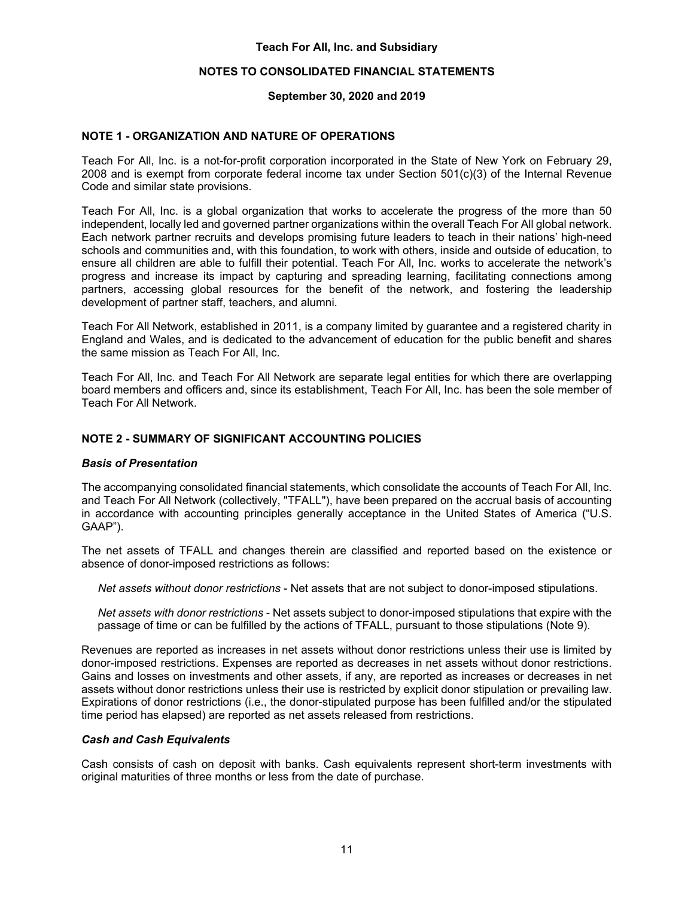# Teach For All, Inc. and Subsidiary

## NOTES TO CONSOLIDATED FINANCIAL STATEMENTS

### September 30, 2020 and 2019

## NOTE 1 - ORGANIZATION AND NATURE OF OPERATIONS

Teach For All, Inc. is a not-for-profit corporation incorporated in the State of New York on February 29, 2008 and is exempt from corporate federal income tax under Section 501(c)(3) of the Internal Revenue Code and similar state provisions.

Teach For All, Inc. is a global organization that works to accelerate the progress of the more than 50 independent, locally led and governed partner organizations within the overall Teach For All global network. Each network partner recruits and develops promising future leaders to teach in their nations' high-need schools and communities and, with this foundation, to work with others, inside and outside of education, to ensure all children are able to fulfill their potential. Teach For All, Inc. works to accelerate the network's progress and increase its impact by capturing and spreading learning, facilitating connections among partners, accessing global resources for the benefit of the network, and fostering the leadership development of partner staff, teachers, and alumni.

Teach For All Network, established in 2011, is a company limited by guarantee and a registered charity in England and Wales, and is dedicated to the advancement of education for the public benefit and shares the same mission as Teach For All, Inc.

Teach For All, Inc. and Teach For All Network are separate legal entities for which there are overlapping board members and officers and, since its establishment, Teach For All, Inc. has been the sole member of Teach For All Network.

## NOTE 2 - SUMMARY OF SIGNIFICANT ACCOUNTING POLICIES

### *Basis of Presentation*

The accompanying consolidated financial statements, which consolidate the accounts of Teach For All, Inc. and Teach For All Network (collectively, "TFALL"), have been prepared on the accrual basis of accounting in accordance with accounting principles generally acceptance in the United States of America ("U.S. GAAP").

The net assets of TFALL and changes therein are classified and reported based on the existence or absence of donor-imposed restrictions as follows:

*Net assets without donor restrictions* - Net assets that are not subject to donor-imposed stipulations.

*Net assets with donor restrictions* - Net assets subject to donor-imposed stipulations that expire with the passage of time or can be fulfilled by the actions of TFALL, pursuant to those stipulations (Note 9).

Revenues are reported as increases in net assets without donor restrictions unless their use is limited by donor-imposed restrictions. Expenses are reported as decreases in net assets without donor restrictions. Gains and losses on investments and other assets, if any, are reported as increases or decreases in net assets without donor restrictions unless their use is restricted by explicit donor stipulation or prevailing law. Expirations of donor restrictions (i.e., the donor-stipulated purpose has been fulfilled and/or the stipulated time period has elapsed) are reported as net assets released from restrictions.

### *Cash and Cash Equivalents*

Cash consists of cash on deposit with banks. Cash equivalents represent short-term investments with original maturities of three months or less from the date of purchase.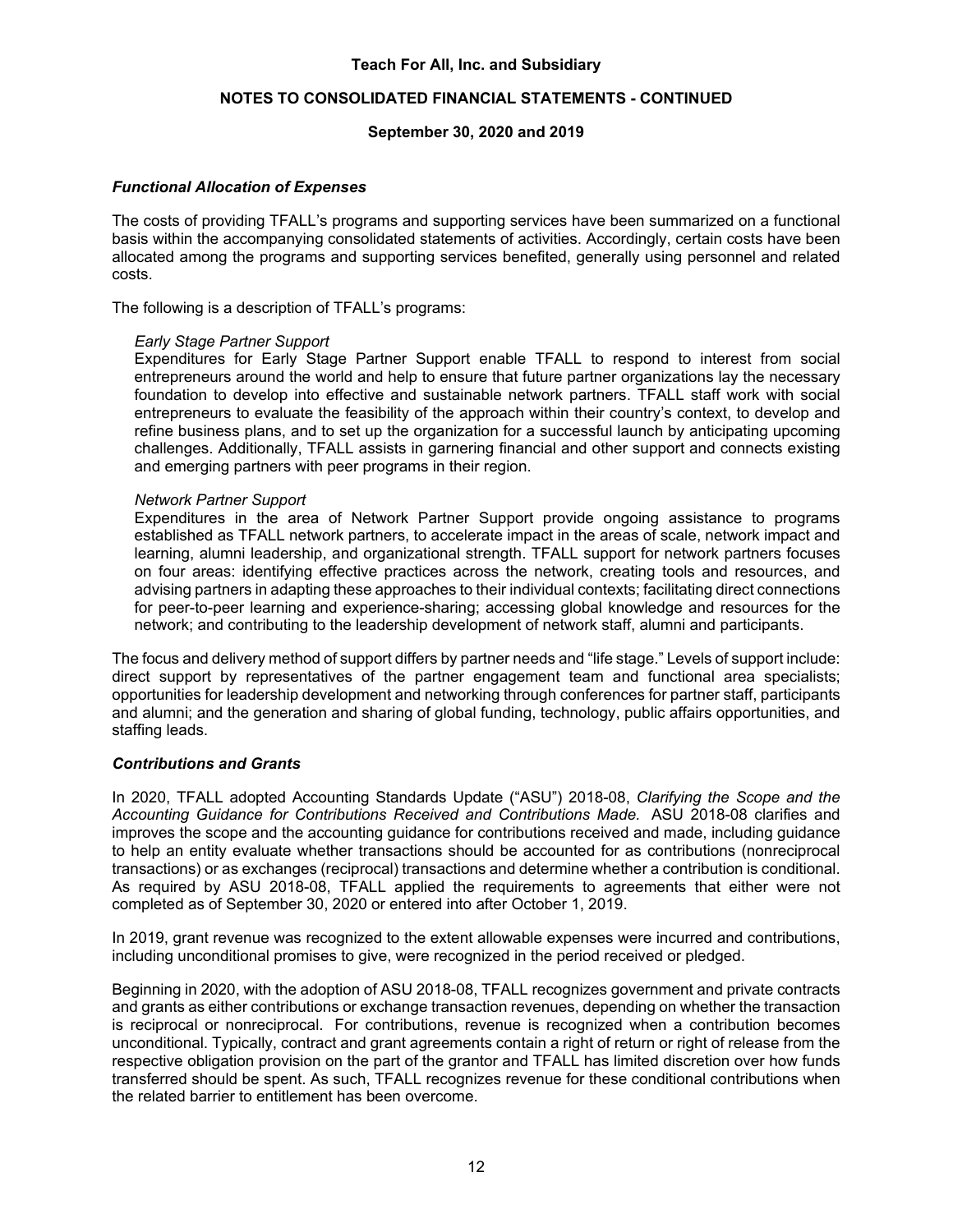### *Functional Allocation of Expenses*

The costs of providing TFALL's programs and supporting services have been summarized on a functional basis within the accompanying consolidated statements of activities. Accordingly, certain costs have been allocated among the programs and supporting services benefited, generally using personnel and related costs.

The following is a description of TFALL's programs:

*Early Stage Partner Support*

Expenditures for Early Stage Partner Support enable TFALL to respond to interest from social entrepreneurs around the world and help to ensure that future partner organizations lay the necessary foundation to develop into effective and sustainable network partners. TFALL staff work with social entrepreneurs to evaluate the feasibility of the approach within their country's context, to develop and refine business plans, and to set up the organization for a successful launch by anticipating upcoming challenges. Additionally, TFALL assists in garnering financial and other support and connects existing and emerging partners with peer programs in their region.

*Network Partner Support*

Expenditures in the area of Network Partner Support provide ongoing assistance to programs established as TFALL network partners, to accelerate impact in the areas of scale, network impact and learning, alumni leadership, and organizational strength. TFALL support for network partners focuses on four areas: identifying effective practices across the network, creating tools and resources, and advising partners in adapting these approaches to their individual contexts; facilitating direct connections for peer-to-peer learning and experience-sharing; accessing global knowledge and resources for the network; and contributing to the leadership development of network staff, alumni and participants.

The focus and delivery method of support differs by partner needs and "life stage." Levels of support include: direct support by representatives of the partner engagement team and functional area specialists; opportunities for leadership development and networking through conferences for partner staff, participants and alumni; and the generation and sharing of global funding, technology, public affairs opportunities, and staffing leads.

### *Contributions and Grants*

In 2020, TFALL adopted Accounting Standards Update ("ASU") 2018-08, *Clarifying the Scope and the Accounting Guidance for Contributions Received and Contributions Made.* ASU 2018-08 clarifies and improves the scope and the accounting guidance for contributions received and made, including guidance to help an entity evaluate whether transactions should be accounted for as contributions (nonreciprocal transactions) or as exchanges (reciprocal) transactions and determine whether a contribution is conditional. As required by ASU 2018-08, TFALL applied the requirements to agreements that either were not completed as of September 30, 2020 or entered into after October 1, 2019.

In 2019, grant revenue was recognized to the extent allowable expenses were incurred and contributions, including unconditional promises to give, were recognized in the period received or pledged.

Beginning in 2020, with the adoption of ASU 2018-08, TFALL recognizes government and private contracts and grants as either contributions or exchange transaction revenues, depending on whether the transaction is reciprocal or nonreciprocal. For contributions, revenue is recognized when a contribution becomes unconditional. Typically, contract and grant agreements contain a right of return or right of release from the respective obligation provision on the part of the grantor and TFALL has limited discretion over how funds transferred should be spent. As such, TFALL recognizes revenue for these conditional contributions when the related barrier to entitlement has been overcome.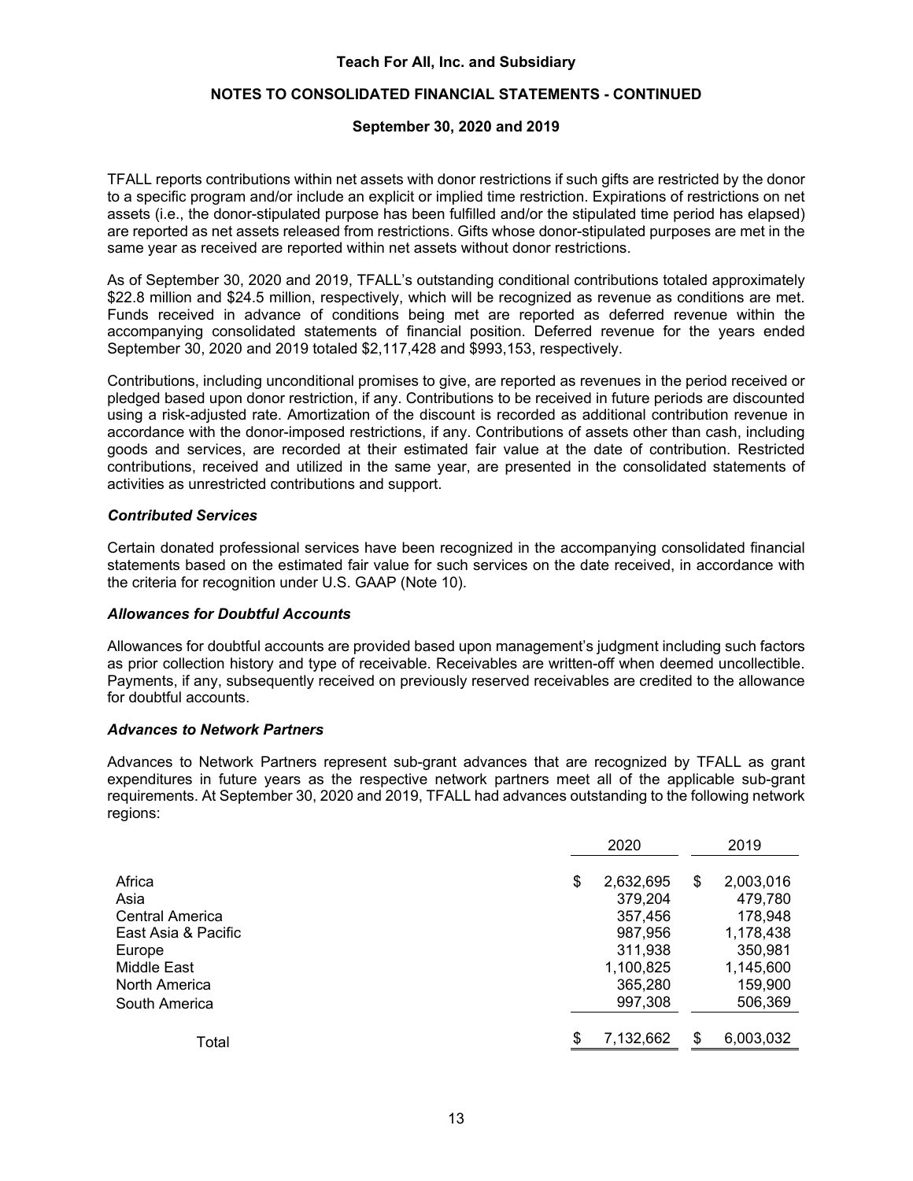TFALL reports contributions within net assets with donor restrictions if such gifts are restricted by the donor to a specific program and/or include an explicit or implied time restriction. Expirations of restrictions on net assets (i.e., the donor-stipulated purpose has been fulfilled and/or the stipulated time period has elapsed) are reported as net assets released from restrictions. Gifts whose donor-stipulated purposes are met in the same year as received are reported within net assets without donor restrictions.

As of September 30, 2020 and 2019, TFALL's outstanding conditional contributions totaled approximately $22.8 million and $24.5 million, respectively, which will be recognized as revenue as conditions are met. Funds received in advance of conditions being met are reported as deferred revenue within the accompanying consolidated statements of financial position. Deferred revenue for the years ended September 30, 2020 and 2019 totaled $2,117,428 and $993,153, respectively.

Contributions, including unconditional promises to give, are reported as revenues in the period received or pledged based upon donor restriction, if any. Contributions to be received in future periods are discounted using a risk-adjusted rate. Amortization of the discount is recorded as additional contribution revenue in accordance with the donor-imposed restrictions, if any. Contributions of assets other than cash, including goods and services, are recorded at their estimated fair value at the date of contribution. Restricted contributions, received and utilized in the same year, are presented in the consolidated statements of activities as unrestricted contributions and support.

### *Contributed Services*

Certain donated professional services have been recognized in the accompanying consolidated financial statements based on the estimated fair value for such services on the date received, in accordance with the criteria for recognition under U.S. GAAP (Note 10).

### *Allowances for Doubtful Accounts*

Allowances for doubtful accounts are provided based upon management's judgment including such factors as prior collection history and type of receivable. Receivables are written-off when deemed uncollectible. Payments, if any, subsequently received on previously reserved receivables are credited to the allowance for doubtful accounts.

### *Advances to Network Partners*

Advances to Network Partners represent sub-grant advances that are recognized by TFALL as grant expenditures in future years as the respective network partners meet all of the applicable sub-grant requirements. At September 30, 2020 and 2019, TFALL had advances outstanding to the following network regions:

| | 2020 | 2019 |
|---|---|---|
| Africa | $ 2,632,695 | $ 2,003,016 |
| Asia | 379,204 | 479,780 |
| Central America | 357,456 | 178,948 |
| East Asia & Pacific | 987,956 | 1,178,438 |
| Europe | 311,938 | 350,981 |
| Middle East | 1,100,825 | 1,145,600 |
| North America | 365,280 | 159,900 |
| South America | 997,308 | 506,369 |
| Total | $ 7,132,662 | $ 6,003,032 |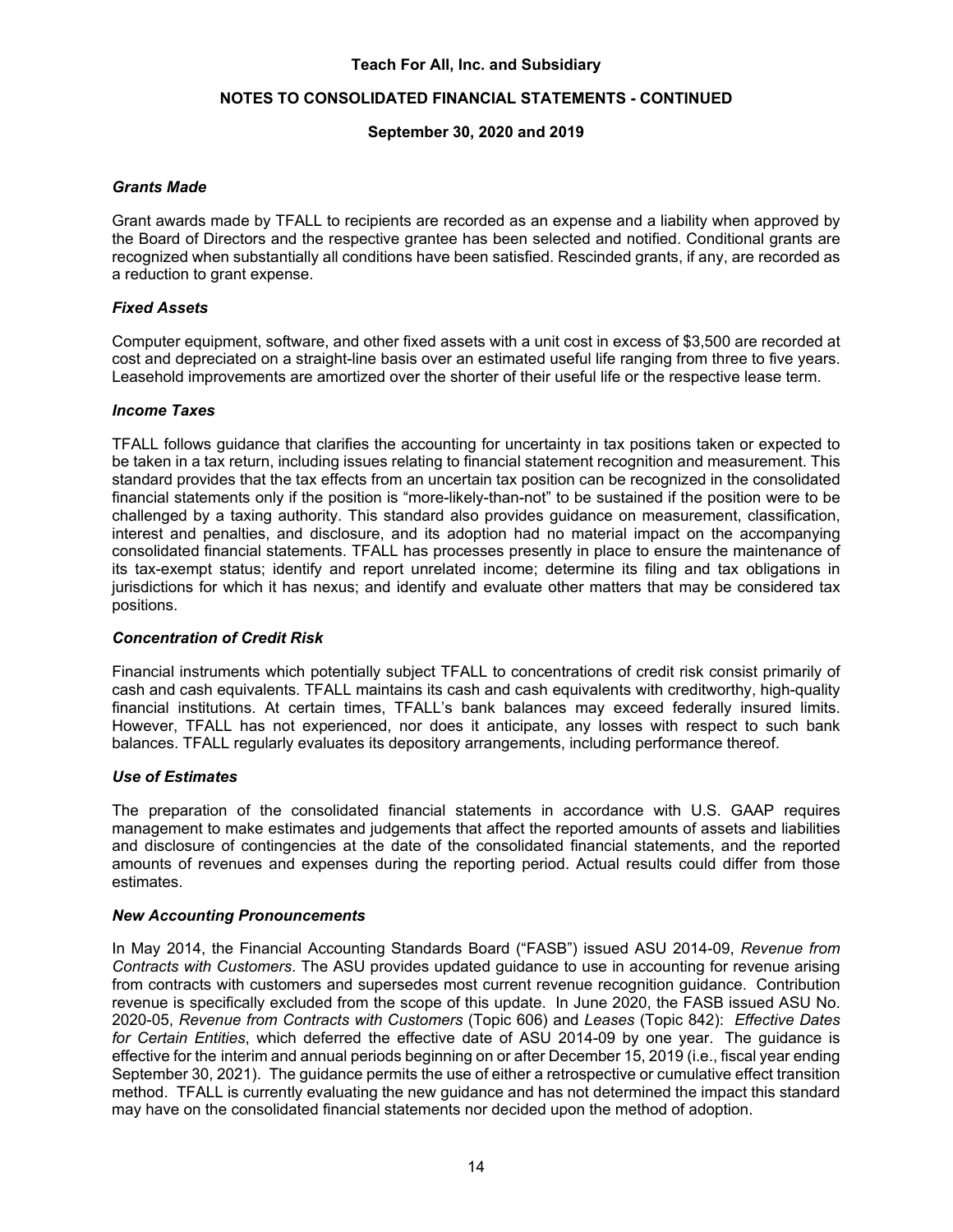### *Grants Made*

Grant awards made by TFALL to recipients are recorded as an expense and a liability when approved by the Board of Directors and the respective grantee has been selected and notified. Conditional grants are recognized when substantially all conditions have been satisfied. Rescinded grants, if any, are recorded as a reduction to grant expense.

### *Fixed Assets*

Computer equipment, software, and other fixed assets with a unit cost in excess of $3,500 are recorded at cost and depreciated on a straight-line basis over an estimated useful life ranging from three to five years. Leasehold improvements are amortized over the shorter of their useful life or the respective lease term.

### *Income Taxes*

TFALL follows guidance that clarifies the accounting for uncertainty in tax positions taken or expected to be taken in a tax return, including issues relating to financial statement recognition and measurement. This standard provides that the tax effects from an uncertain tax position can be recognized in the consolidated financial statements only if the position is "more-likely-than-not" to be sustained if the position were to be challenged by a taxing authority. This standard also provides guidance on measurement, classification, interest and penalties, and disclosure, and its adoption had no material impact on the accompanying consolidated financial statements. TFALL has processes presently in place to ensure the maintenance of its tax-exempt status; identify and report unrelated income; determine its filing and tax obligations in jurisdictions for which it has nexus; and identify and evaluate other matters that may be considered tax positions.

### *Concentration of Credit Risk*

Financial instruments which potentially subject TFALL to concentrations of credit risk consist primarily of cash and cash equivalents. TFALL maintains its cash and cash equivalents with creditworthy, high-quality financial institutions. At certain times, TFALL's bank balances may exceed federally insured limits. However, TFALL has not experienced, nor does it anticipate, any losses with respect to such bank balances. TFALL regularly evaluates its depository arrangements, including performance thereof.

### *Use of Estimates*

The preparation of the consolidated financial statements in accordance with U.S. GAAP requires management to make estimates and judgements that affect the reported amounts of assets and liabilities and disclosure of contingencies at the date of the consolidated financial statements, and the reported amounts of revenues and expenses during the reporting period. Actual results could differ from those estimates.

### *New Accounting Pronouncements*

In May 2014, the Financial Accounting Standards Board ("FASB") issued ASU 2014-09, *Revenue from Contracts with Customers*. The ASU provides updated guidance to use in accounting for revenue arising from contracts with customers and supersedes most current revenue recognition guidance. Contribution revenue is specifically excluded from the scope of this update. In June 2020, the FASB issued ASU No. 2020-05, *Revenue from Contracts with Customers* (Topic 606) and *Leases* (Topic 842): *Effective Dates for Certain Entities*, which deferred the effective date of ASU 2014-09 by one year. The guidance is effective for the interim and annual periods beginning on or after December 15, 2019 (i.e., fiscal year ending September 30, 2021). The guidance permits the use of either a retrospective or cumulative effect transition method. TFALL is currently evaluating the new guidance and has not determined the impact this standard may have on the consolidated financial statements nor decided upon the method of adoption.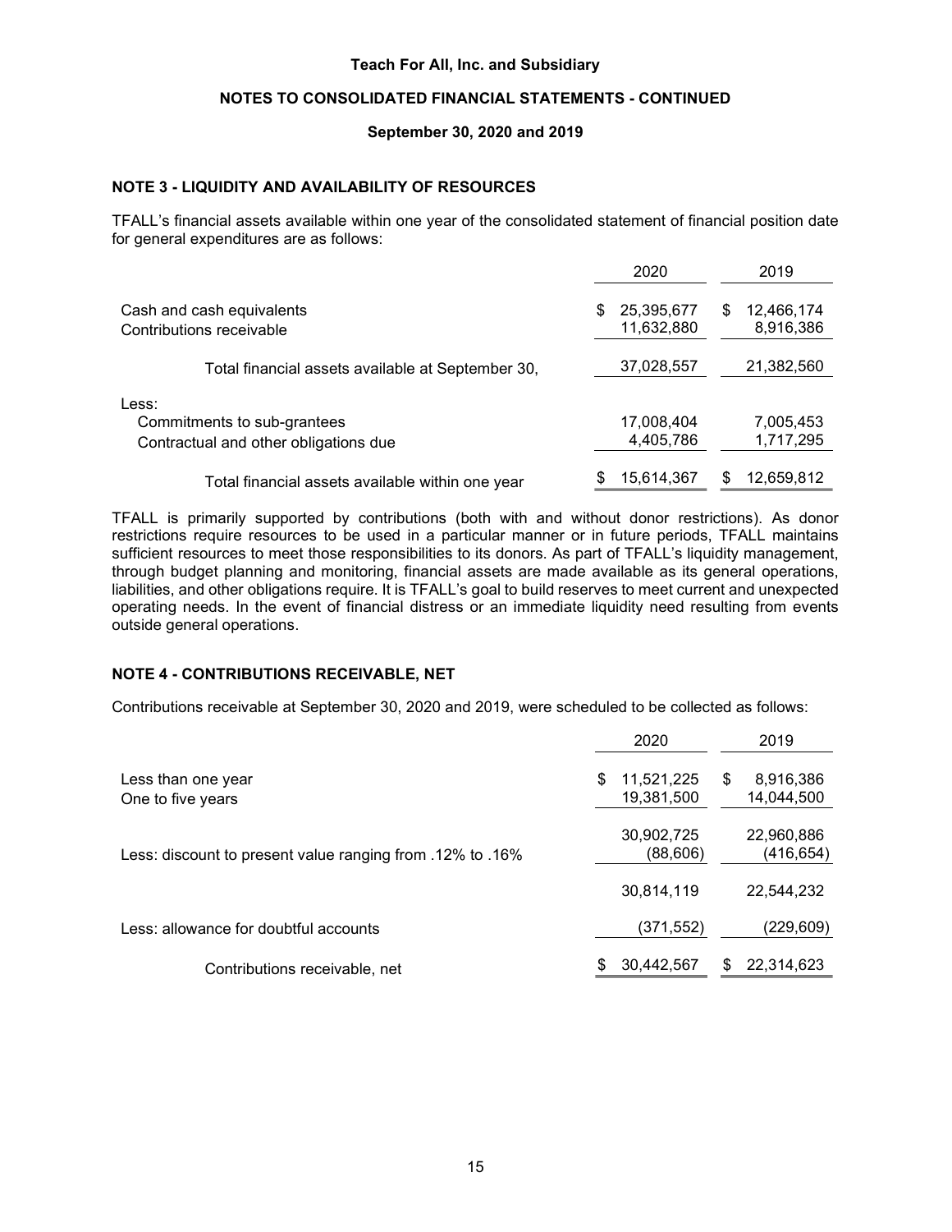# Teach For All, Inc. and Subsidiary

## NOTES TO CONSOLIDATED FINANCIAL STATEMENTS - CONTINUED

### September 30, 2020 and 2019

### NOTE 3 - LIQUIDITY AND AVAILABILITY OF RESOURCES

TFALL's financial assets available within one year of the consolidated statement of financial position date for general expenditures are as follows:

| | 2020 | 2019 |
|---|---|---|
| Cash and cash equivalents | $ 25,395,677 | $ 12,466,174 |
| Contributions receivable | 11,632,880 | 8,916,386 |
| Total financial assets available at September 30, | 37,028,557 | 21,382,560 |
| Less: | | |
| Commitments to sub-grantees | 17,008,404 | 7,005,453 |
| Contractual and other obligations due | 4,405,786 | 1,717,295 |
| Total financial assets available within one year | $ 15,614,367 | $ 12,659,812 |

TFALL is primarily supported by contributions (both with and without donor restrictions). As donor restrictions require resources to be used in a particular manner or in future periods, TFALL maintains sufficient resources to meet those responsibilities to its donors. As part of TFALL's liquidity management, through budget planning and monitoring, financial assets are made available as its general operations, liabilities, and other obligations require. It is TFALL's goal to build reserves to meet current and unexpected operating needs. In the event of financial distress or an immediate liquidity need resulting from events outside general operations.

### NOTE 4 - CONTRIBUTIONS RECEIVABLE, NET

Contributions receivable at September 30, 2020 and 2019, were scheduled to be collected as follows:

| | 2020 | 2019 |
|---|---|---|
| Less than one year | $ 11,521,225 | $ 8,916,386 |
| One to five years | 19,381,500 | 14,044,500 |
| | 30,902,725 | 22,960,886 |
| Less: discount to present value ranging from .12% to .16% | (88,606) | (416,654) |
| | 30,814,119 | 22,544,232 |
| Less: allowance for doubtful accounts | (371,552) | (229,609) |
| Contributions receivable, net | $ 30,442,567 | $ 22,314,623 |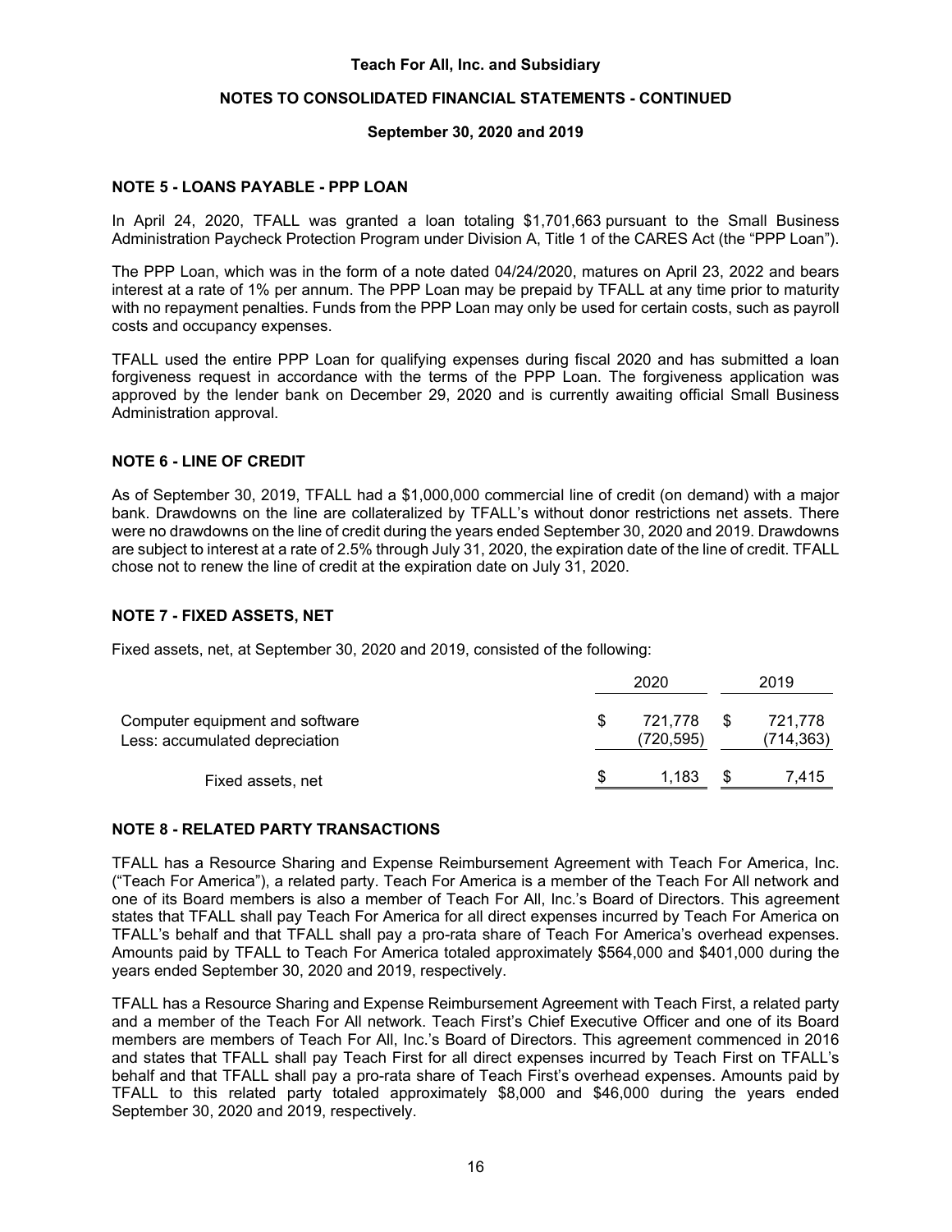## NOTE 5 - LOANS PAYABLE - PPP LOAN

In April 24, 2020, TFALL was granted a loan totaling $1,701,663 pursuant to the Small Business Administration Paycheck Protection Program under Division A, Title 1 of the CARES Act (the "PPP Loan").

The PPP Loan, which was in the form of a note dated 04/24/2020, matures on April 23, 2022 and bears interest at a rate of 1% per annum. The PPP Loan may be prepaid by TFALL at any time prior to maturity with no repayment penalties. Funds from the PPP Loan may only be used for certain costs, such as payroll costs and occupancy expenses.

TFALL used the entire PPP Loan for qualifying expenses during fiscal 2020 and has submitted a loan forgiveness request in accordance with the terms of the PPP Loan. The forgiveness application was approved by the lender bank on December 29, 2020 and is currently awaiting official Small Business Administration approval.

## NOTE 6 - LINE OF CREDIT

As of September 30, 2019, TFALL had a $1,000,000 commercial line of credit (on demand) with a major bank. Drawdowns on the line are collateralized by TFALL's without donor restrictions net assets. There were no drawdowns on the line of credit during the years ended September 30, 2020 and 2019. Drawdowns are subject to interest at a rate of 2.5% through July 31, 2020, the expiration date of the line of credit. TFALL chose not to renew the line of credit at the expiration date on July 31, 2020.

## NOTE 7 - FIXED ASSETS, NET

Fixed assets, net, at September 30, 2020 and 2019, consisted of the following:

| | 2020 | 2019 |
|---|---|---|
| Computer equipment and software | $ 721,778 | $ 721,778 |
| Less: accumulated depreciation | (720,595) | (714,363) |
| Fixed assets, net | $ 1,183 | $ 7,415 |

## NOTE 8 - RELATED PARTY TRANSACTIONS

TFALL has a Resource Sharing and Expense Reimbursement Agreement with Teach For America, Inc. ("Teach For America"), a related party. Teach For America is a member of the Teach For All network and one of its Board members is also a member of Teach For All, Inc.'s Board of Directors. This agreement states that TFALL shall pay Teach For America for all direct expenses incurred by Teach For America on TFALL's behalf and that TFALL shall pay a pro-rata share of Teach For America's overhead expenses. Amounts paid by TFALL to Teach For America totaled approximately $564,000 and $401,000 during the years ended September 30, 2020 and 2019, respectively.

TFALL has a Resource Sharing and Expense Reimbursement Agreement with Teach First, a related party and a member of the Teach For All network. Teach First's Chief Executive Officer and one of its Board members are members of Teach For All, Inc.'s Board of Directors. This agreement commenced in 2016 and states that TFALL shall pay Teach First for all direct expenses incurred by Teach First on TFALL's behalf and that TFALL shall pay a pro-rata share of Teach First's overhead expenses. Amounts paid by TFALL to this related party totaled approximately $8,000 and $46,000 during the years ended September 30, 2020 and 2019, respectively.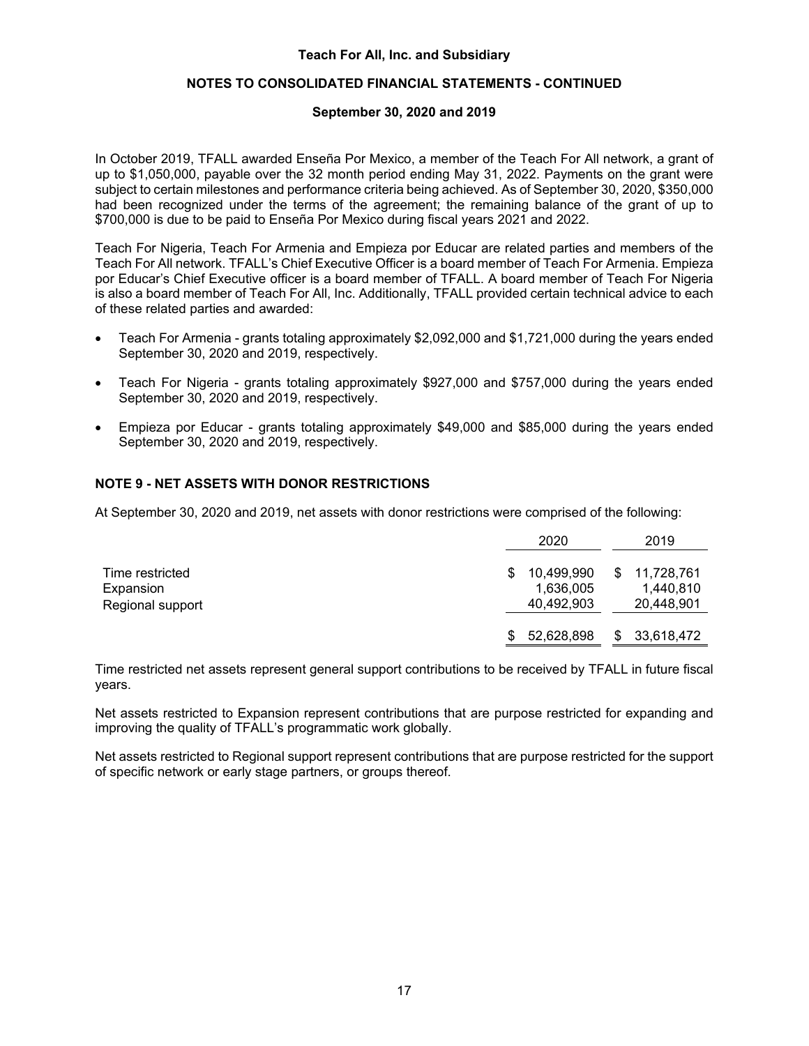In October 2019, TFALL awarded Enseña Por Mexico, a member of the Teach For All network, a grant of up to $1,050,000, payable over the 32 month period ending May 31, 2022. Payments on the grant were subject to certain milestones and performance criteria being achieved. As of September 30, 2020, $350,000 had been recognized under the terms of the agreement; the remaining balance of the grant of up to $700,000 is due to be paid to Enseña Por Mexico during fiscal years 2021 and 2022.

Teach For Nigeria, Teach For Armenia and Empieza por Educar are related parties and members of the Teach For All network. TFALL's Chief Executive Officer is a board member of Teach For Armenia. Empieza por Educar's Chief Executive officer is a board member of TFALL. A board member of Teach For Nigeria is also a board member of Teach For All, Inc. Additionally, TFALL provided certain technical advice to each of these related parties and awarded:

- Teach For Armenia - grants totaling approximately $2,092,000 and $1,721,000 during the years ended September 30, 2020 and 2019, respectively.
- Teach For Nigeria - grants totaling approximately $927,000 and $757,000 during the years ended September 30, 2020 and 2019, respectively.
- Empieza por Educar - grants totaling approximately $49,000 and $85,000 during the years ended September 30, 2020 and 2019, respectively.

## NOTE 9 - NET ASSETS WITH DONOR RESTRICTIONS

At September 30, 2020 and 2019, net assets with donor restrictions were comprised of the following:

| | 2020 | 2019 |
|---|---|---|
| Time restricted | $ 10,499,990 | $ 11,728,761 |
| Expansion | 1,636,005 | 1,440,810 |
| Regional support | 40,492,903 | 20,448,901 |
| | $ 52,628,898 | $ 33,618,472 |

Time restricted net assets represent general support contributions to be received by TFALL in future fiscal years.

Net assets restricted to Expansion represent contributions that are purpose restricted for expanding and improving the quality of TFALL's programmatic work globally.

Net assets restricted to Regional support represent contributions that are purpose restricted for the support of specific network or early stage partners, or groups thereof.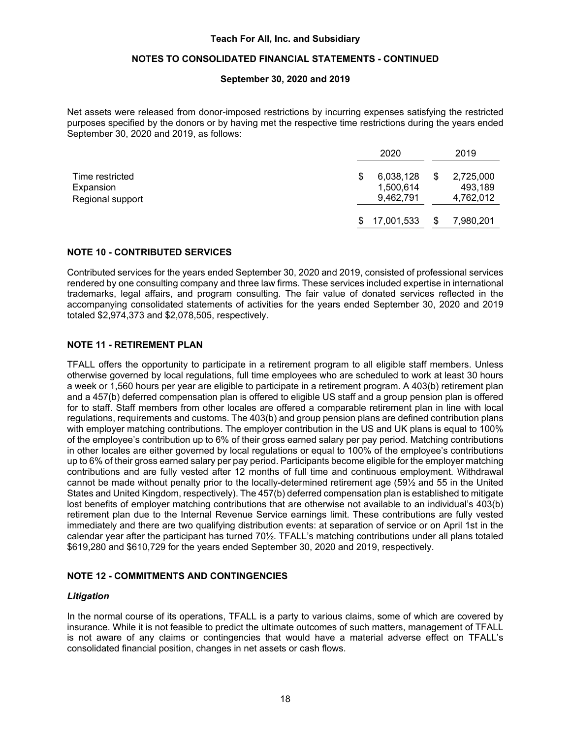Net assets were released from donor-imposed restrictions by incurring expenses satisfying the restricted purposes specified by the donors or by having met the respective time restrictions during the years ended September 30, 2020 and 2019, as follows:

| | 2020 | 2019 |
|---|---|---|
| Time restricted | $ 6,038,128 | $ 2,725,000 |
| Expansion | 1,500,614 | 493,189 |
| Regional support | 9,462,791 | 4,762,012 |
| | $ 17,001,533 | $ 7,980,201 |

## NOTE 10 - CONTRIBUTED SERVICES

Contributed services for the years ended September 30, 2020 and 2019, consisted of professional services rendered by one consulting company and three law firms. These services included expertise in international trademarks, legal affairs, and program consulting. The fair value of donated services reflected in the accompanying consolidated statements of activities for the years ended September 30, 2020 and 2019 totaled $2,974,373 and $2,078,505, respectively.

## NOTE 11 - RETIREMENT PLAN

TFALL offers the opportunity to participate in a retirement program to all eligible staff members. Unless otherwise governed by local regulations, full time employees who are scheduled to work at least 30 hours a week or 1,560 hours per year are eligible to participate in a retirement program. A 403(b) retirement plan and a 457(b) deferred compensation plan is offered to eligible US staff and a group pension plan is offered for to staff. Staff members from other locales are offered a comparable retirement plan in line with local regulations, requirements and customs. The 403(b) and group pension plans are defined contribution plans with employer matching contributions. The employer contribution in the US and UK plans is equal to 100% of the employee's contribution up to 6% of their gross earned salary per pay period. Matching contributions in other locales are either governed by local regulations or equal to 100% of the employee's contributions up to 6% of their gross earned salary per pay period. Participants become eligible for the employer matching contributions and are fully vested after 12 months of full time and continuous employment. Withdrawal cannot be made without penalty prior to the locally-determined retirement age (59½ and 55 in the United States and United Kingdom, respectively). The 457(b) deferred compensation plan is established to mitigate lost benefits of employer matching contributions that are otherwise not available to an individual's 403(b) retirement plan due to the Internal Revenue Service earnings limit. These contributions are fully vested immediately and there are two qualifying distribution events: at separation of service or on April 1st in the calendar year after the participant has turned 70½. TFALL's matching contributions under all plans totaled $619,280 and $610,729 for the years ended September 30, 2020 and 2019, respectively.

## NOTE 12 - COMMITMENTS AND CONTINGENCIES

### *Litigation*

In the normal course of its operations, TFALL is a party to various claims, some of which are covered by insurance. While it is not feasible to predict the ultimate outcomes of such matters, management of TFALL is not aware of any claims or contingencies that would have a material adverse effect on TFALL's consolidated financial position, changes in net assets or cash flows.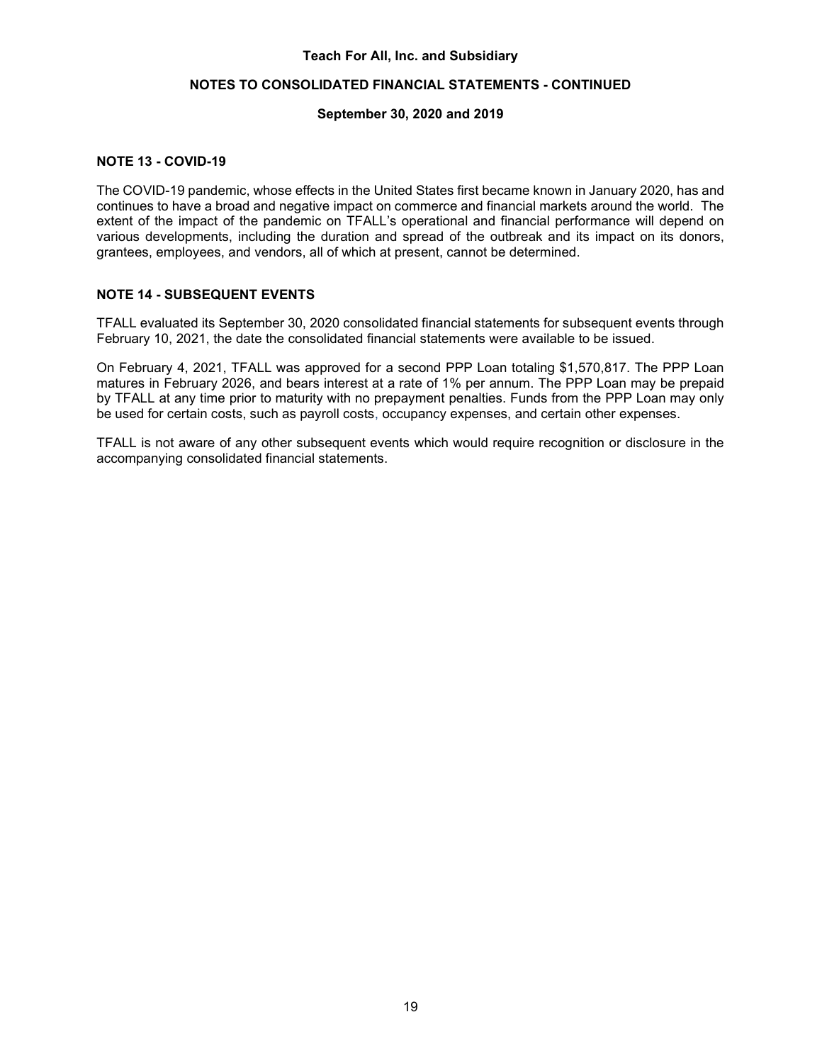## NOTE 13 - COVID-19

The COVID-19 pandemic, whose effects in the United States first became known in January 2020, has and continues to have a broad and negative impact on commerce and financial markets around the world. The extent of the impact of the pandemic on TFALL's operational and financial performance will depend on various developments, including the duration and spread of the outbreak and its impact on its donors, grantees, employees, and vendors, all of which at present, cannot be determined.

## NOTE 14 - SUBSEQUENT EVENTS

TFALL evaluated its September 30, 2020 consolidated financial statements for subsequent events through February 10, 2021, the date the consolidated financial statements were available to be issued.

On February 4, 2021, TFALL was approved for a second PPP Loan totaling $1,570,817. The PPP Loan matures in February 2026, and bears interest at a rate of 1% per annum. The PPP Loan may be prepaid by TFALL at any time prior to maturity with no prepayment penalties. Funds from the PPP Loan may only be used for certain costs, such as payroll costs, occupancy expenses, and certain other expenses.

TFALL is not aware of any other subsequent events which would require recognition or disclosure in the accompanying consolidated financial statements.